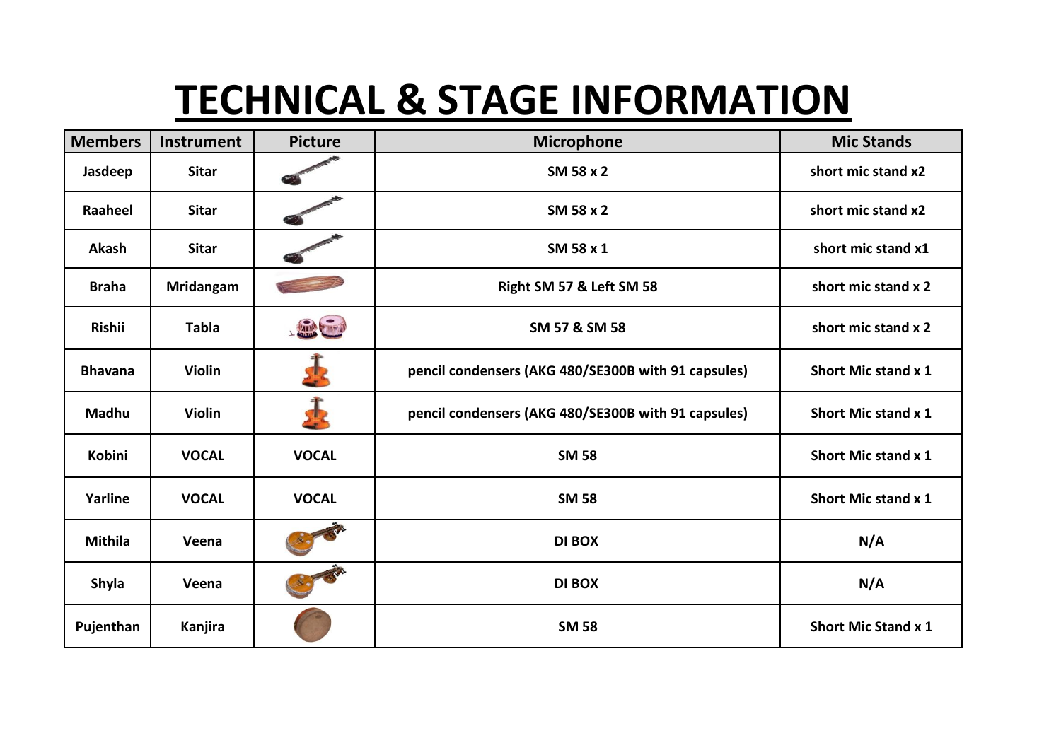# TECHNICAL & STAGE INFORMATION

| Members | Instrument | Picture | Microphone | Mic Stands |
|---|---|---|---|---|
| Jasdeep | Sitar | | SM 58 x 2 | short mic stand x2 |
| Raaheel | Sitar | | SM 58 x 2 | short mic stand x2 |
| Akash | Sitar | | SM 58 x 1 | short mic stand x1 |
| Braha | Mridangam | | Right SM 57 & Left SM 58 | short mic stand x 2 |
| Rishii | Tabla | | SM 57 & SM 58 | short mic stand x 2 |
| Bhavana | Violin | | pencil condensers (AKG 480/SE300B with 91 capsules) | Short Mic stand x 1 |
| Madhu | Violin | | pencil condensers (AKG 480/SE300B with 91 capsules) | Short Mic stand x 1 |
| Kobini | VOCAL | VOCAL | SM 58 | Short Mic stand x 1 |
| Yarline | VOCAL | VOCAL | SM 58 | Short Mic stand x 1 |
| Mithila | Veena | | DI BOX | N/A |
| Shyla | Veena | | DI BOX | N/A |
| Pujenthan | Kanjira | | SM 58 | Short Mic Stand x 1 |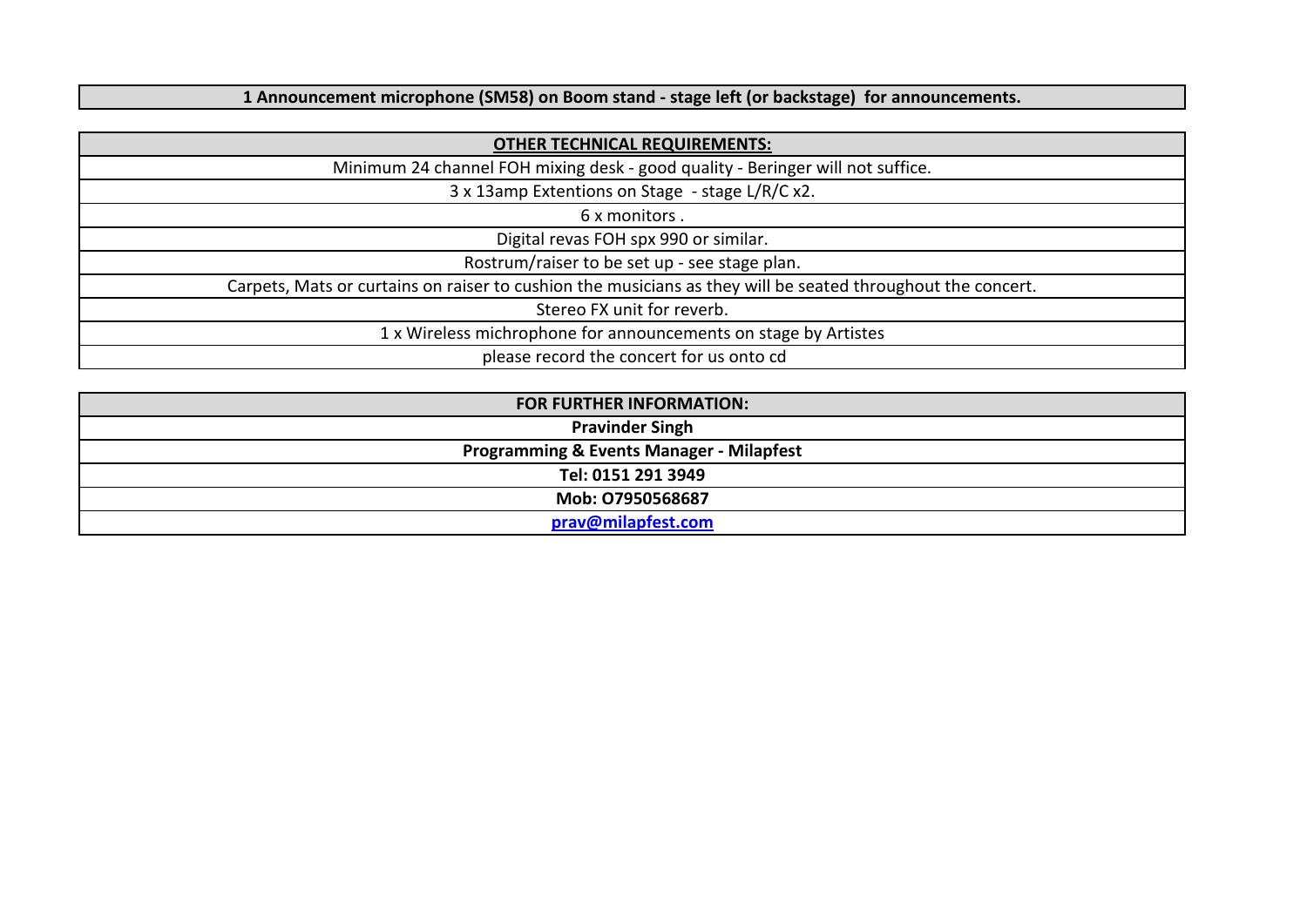| 1 Announcement microphone (SM58) on Boom stand - stage left (or backstage) for announcements. |
|---|

| OTHER TECHNICAL REQUIREMENTS: |
|---|
| Minimum 24 channel FOH mixing desk - good quality - Beringer will not suffice. |
| 3 x 13amp Extentions on Stage - stage L/R/C x2. |
| 6 x monitors . |
| Digital revas FOH spx 990 or similar. |
| Rostrum/raiser to be set up - see stage plan. |
| Carpets, Mats or curtains on raiser to cushion the musicians as they will be seated throughout the concert. |
| Stereo FX unit for reverb. |
| 1 x Wireless michrophone for announcements on stage by Artistes |
| please record the concert for us onto cd |

| FOR FURTHER INFORMATION: |
|---|
| **Pravinder Singh** |
| **Programming & Events Manager - Milapfest** |
| **Tel: 0151 291 3949** |
| **Mob: O7950568687** |
| **prav@milapfest.com** |